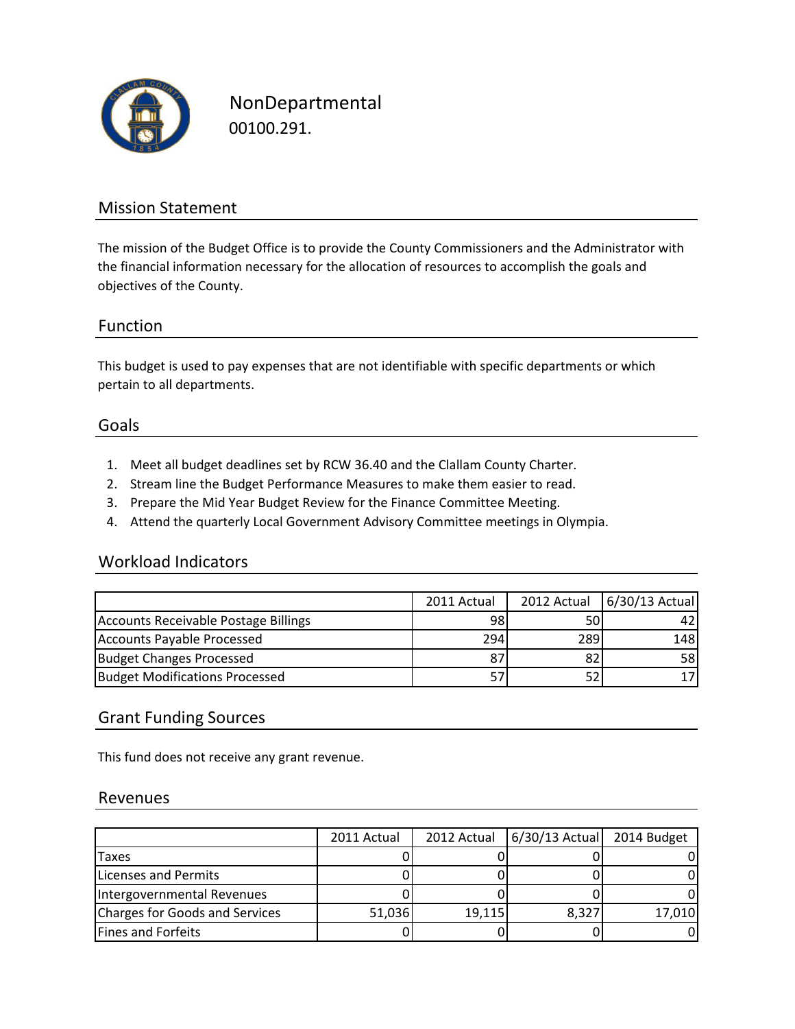# NonDepartmental

00100.291.

## Mission Statement

The mission of the Budget Office is to provide the County Commissioners and the Administrator with the financial information necessary for the allocation of resources to accomplish the goals and objectives of the County.

## Function

This budget is used to pay expenses that are not identifiable with specific departments or which pertain to all departments.

## Goals

1. Meet all budget deadlines set by RCW 36.40 and the Clallam County Charter.
2. Stream line the Budget Performance Measures to make them easier to read.
3. Prepare the Mid Year Budget Review for the Finance Committee Meeting.
4. Attend the quarterly Local Government Advisory Committee meetings in Olympia.

## Workload Indicators

| | 2011 Actual | 2012 Actual | 6/30/13 Actual |
|---|---|---|---|
| Accounts Receivable Postage Billings | 98 | 50 | 42 |
| Accounts Payable Processed | 294 | 289 | 148 |
| Budget Changes Processed | 87 | 82 | 58 |
| Budget Modifications Processed | 57 | 52 | 17 |

## Grant Funding Sources

This fund does not receive any grant revenue.

## Revenues

| | 2011 Actual | 2012 Actual | 6/30/13 Actual | 2014 Budget |
|---|---|---|---|---|
| Taxes | 0 | 0 | 0 | 0 |
| Licenses and Permits | 0 | 0 | 0 | 0 |
| Intergovernmental Revenues | 0 | 0 | 0 | 0 |
| Charges for Goods and Services | 51,036 | 19,115 | 8,327 | 17,010 |
| Fines and Forfeits | 0 | 0 | 0 | 0 |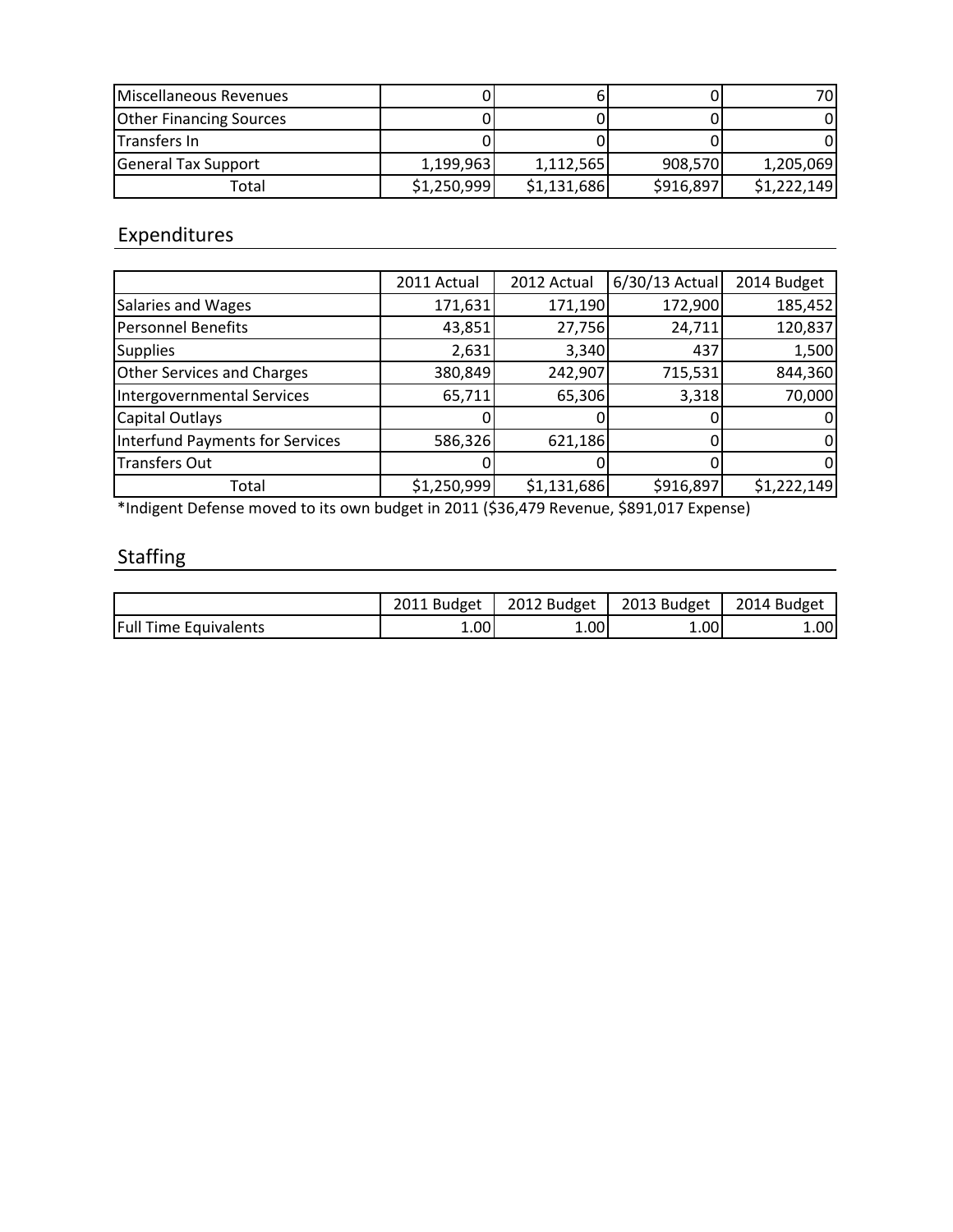| | | | | |
|---|---|---|---|---|
| Miscellaneous Revenues | 0 | 6 | 0 | 70 |
| Other Financing Sources | 0 | 0 | 0 | 0 |
| Transfers In | 0 | 0 | 0 | 0 |
| General Tax Support | 1,199,963 | 1,112,565 | 908,570 | 1,205,069 |
| Total | $1,250,999 | $1,131,686 | $916,897 | $1,222,149 |

## Expenditures

| | 2011 Actual | 2012 Actual | 6/30/13 Actual | 2014 Budget |
|---|---|---|---|---|
| Salaries and Wages | 171,631 | 171,190 | 172,900 | 185,452 |
| Personnel Benefits | 43,851 | 27,756 | 24,711 | 120,837 |
| Supplies | 2,631 | 3,340 | 437 | 1,500 |
| Other Services and Charges | 380,849 | 242,907 | 715,531 | 844,360 |
| Intergovernmental Services | 65,711 | 65,306 | 3,318 | 70,000 |
| Capital Outlays | 0 | 0 | 0 | 0 |
| Interfund Payments for Services | 586,326 | 621,186 | 0 | 0 |
| Transfers Out | 0 | 0 | 0 | 0 |
| Total | $1,250,999 | $1,131,686 | $916,897 | $1,222,149 |

*Indigent Defense moved to its own budget in 2011 ($36,479 Revenue, $891,017 Expense)

## Staffing

| | 2011 Budget | 2012 Budget | 2013 Budget | 2014 Budget |
|---|---|---|---|---|
| Full Time Equivalents | 1.00 | 1.00 | 1.00 | 1.00 |